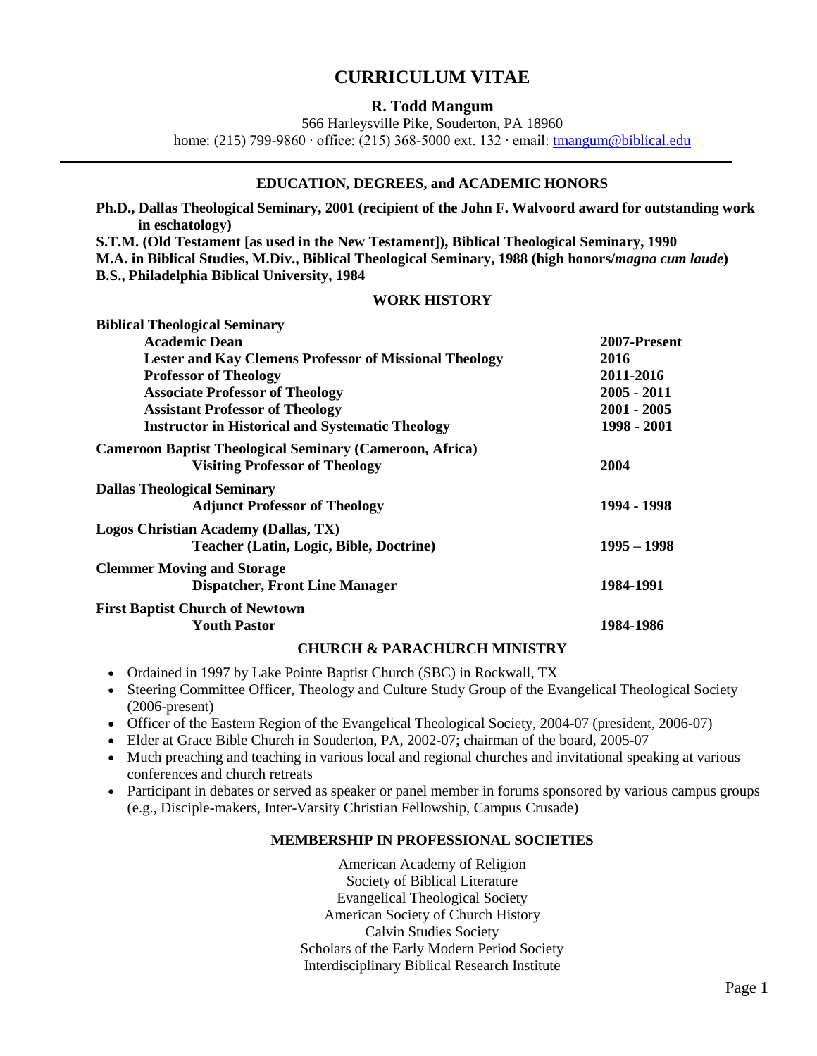# CURRICULUM VITAE

## R. Todd Mangum

566 Harleysville Pike, Souderton, PA 18960
home: (215) 799-9860 · office: (215) 368-5000 ext. 132 · email: tmangum@biblical.edu

---

### EDUCATION, DEGREES, and ACADEMIC HONORS

**Ph.D., Dallas Theological Seminary, 2001 (recipient of the John F. Walvoord award for outstanding work in eschatology)**
**S.T.M. (Old Testament [as used in the New Testament]), Biblical Theological Seminary, 1990**
**M.A. in Biblical Studies, M.Div., Biblical Theological Seminary, 1988 (high honors/*magna cum laude*)**
**B.S., Philadelphia Biblical University, 1984**

### WORK HISTORY

**Biblical Theological Seminary**

| | |
|---|---|
| **Academic Dean** | **2007-Present** |
| **Lester and Kay Clemens Professor of Missional Theology** | **2016** |
| **Professor of Theology** | **2011-2016** |
| **Associate Professor of Theology** | **2005 - 2011** |
| **Assistant Professor of Theology** | **2001 - 2005** |
| **Instructor in Historical and Systematic Theology** | **1998 - 2001** |

**Cameroon Baptist Theological Seminary (Cameroon, Africa)**

| | |
|---|---|
| **Visiting Professor of Theology** | **2004** |

**Dallas Theological Seminary**

| | |
|---|---|
| **Adjunct Professor of Theology** | **1994 - 1998** |

**Logos Christian Academy (Dallas, TX)**

| | |
|---|---|
| **Teacher (Latin, Logic, Bible, Doctrine)** | **1995 – 1998** |

**Clemmer Moving and Storage**

| | |
|---|---|
| **Dispatcher, Front Line Manager** | **1984-1991** |

**First Baptist Church of Newtown**

| | |
|---|---|
| **Youth Pastor** | **1984-1986** |

### CHURCH & PARACHURCH MINISTRY

- Ordained in 1997 by Lake Pointe Baptist Church (SBC) in Rockwall, TX
- Steering Committee Officer, Theology and Culture Study Group of the Evangelical Theological Society (2006-present)
- Officer of the Eastern Region of the Evangelical Theological Society, 2004-07 (president, 2006-07)
- Elder at Grace Bible Church in Souderton, PA, 2002-07; chairman of the board, 2005-07
- Much preaching and teaching in various local and regional churches and invitational speaking at various conferences and church retreats
- Participant in debates or served as speaker or panel member in forums sponsored by various campus groups (e.g., Disciple-makers, Inter-Varsity Christian Fellowship, Campus Crusade)

### MEMBERSHIP IN PROFESSIONAL SOCIETIES

American Academy of Religion
Society of Biblical Literature
Evangelical Theological Society
American Society of Church History
Calvin Studies Society
Scholars of the Early Modern Period Society
Interdisciplinary Biblical Research Institute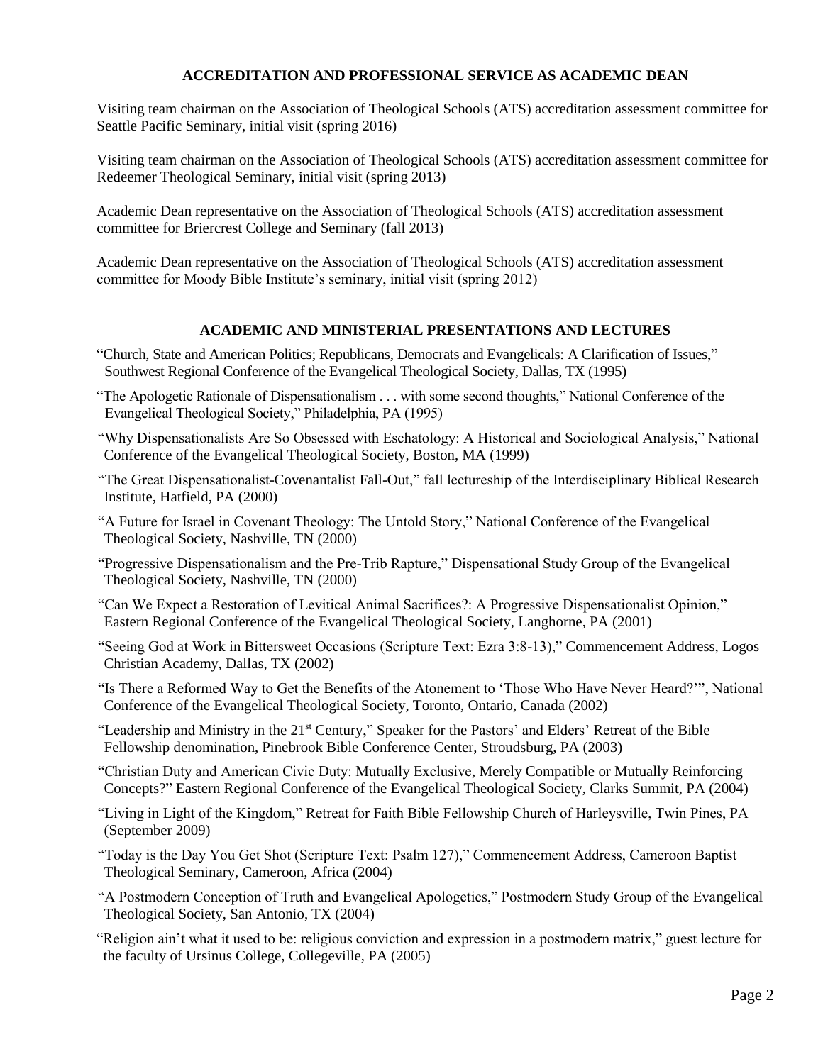## ACCREDITATION AND PROFESSIONAL SERVICE AS ACADEMIC DEAN

Visiting team chairman on the Association of Theological Schools (ATS) accreditation assessment committee for Seattle Pacific Seminary, initial visit (spring 2016)

Visiting team chairman on the Association of Theological Schools (ATS) accreditation assessment committee for Redeemer Theological Seminary, initial visit (spring 2013)

Academic Dean representative on the Association of Theological Schools (ATS) accreditation assessment committee for Briercrest College and Seminary (fall 2013)

Academic Dean representative on the Association of Theological Schools (ATS) accreditation assessment committee for Moody Bible Institute's seminary, initial visit (spring 2012)

## ACADEMIC AND MINISTERIAL PRESENTATIONS AND LECTURES

"Church, State and American Politics; Republicans, Democrats and Evangelicals: A Clarification of Issues," Southwest Regional Conference of the Evangelical Theological Society, Dallas, TX (1995)

"The Apologetic Rationale of Dispensationalism . . . with some second thoughts," National Conference of the Evangelical Theological Society," Philadelphia, PA (1995)

"Why Dispensationalists Are So Obsessed with Eschatology: A Historical and Sociological Analysis," National Conference of the Evangelical Theological Society, Boston, MA (1999)

"The Great Dispensationalist-Covenantalist Fall-Out," fall lectureship of the Interdisciplinary Biblical Research Institute, Hatfield, PA (2000)

"A Future for Israel in Covenant Theology: The Untold Story," National Conference of the Evangelical Theological Society, Nashville, TN (2000)

"Progressive Dispensationalism and the Pre-Trib Rapture," Dispensational Study Group of the Evangelical Theological Society, Nashville, TN (2000)

"Can We Expect a Restoration of Levitical Animal Sacrifices?: A Progressive Dispensationalist Opinion," Eastern Regional Conference of the Evangelical Theological Society, Langhorne, PA (2001)

"Seeing God at Work in Bittersweet Occasions (Scripture Text: Ezra 3:8-13)," Commencement Address, Logos Christian Academy, Dallas, TX (2002)

"Is There a Reformed Way to Get the Benefits of the Atonement to 'Those Who Have Never Heard?'", National Conference of the Evangelical Theological Society, Toronto, Ontario, Canada (2002)

"Leadership and Ministry in the 21st Century," Speaker for the Pastors' and Elders' Retreat of the Bible Fellowship denomination, Pinebrook Bible Conference Center, Stroudsburg, PA (2003)

"Christian Duty and American Civic Duty: Mutually Exclusive, Merely Compatible or Mutually Reinforcing Concepts?" Eastern Regional Conference of the Evangelical Theological Society, Clarks Summit, PA (2004)

"Living in Light of the Kingdom," Retreat for Faith Bible Fellowship Church of Harleysville, Twin Pines, PA (September 2009)

"Today is the Day You Get Shot (Scripture Text: Psalm 127)," Commencement Address, Cameroon Baptist Theological Seminary, Cameroon, Africa (2004)

"A Postmodern Conception of Truth and Evangelical Apologetics," Postmodern Study Group of the Evangelical Theological Society, San Antonio, TX (2004)

"Religion ain't what it used to be: religious conviction and expression in a postmodern matrix," guest lecture for the faculty of Ursinus College, Collegeville, PA (2005)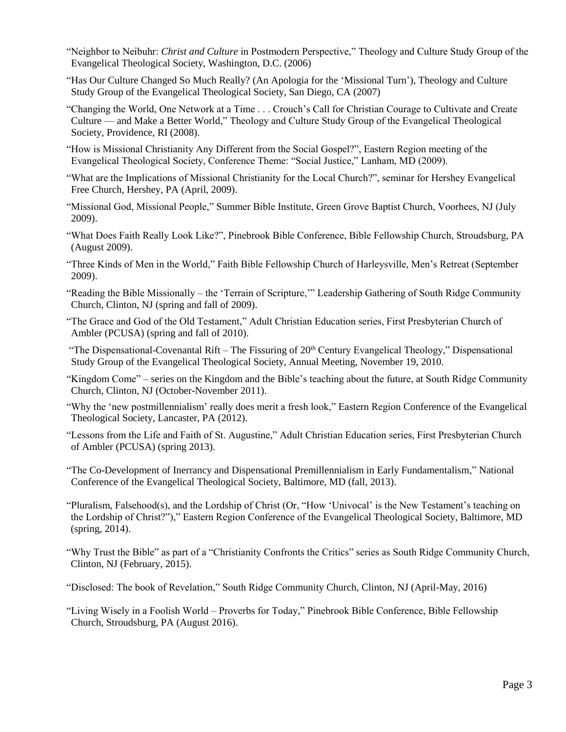"Neighbor to Neibuhr: *Christ and Culture* in Postmodern Perspective," Theology and Culture Study Group of the Evangelical Theological Society, Washington, D.C. (2006)

"Has Our Culture Changed So Much Really? (An Apologia for the 'Missional Turn'), Theology and Culture Study Group of the Evangelical Theological Society, San Diego, CA (2007)

"Changing the World, One Network at a Time . . . Crouch's Call for Christian Courage to Cultivate and Create Culture — and Make a Better World," Theology and Culture Study Group of the Evangelical Theological Society, Providence, RI (2008).

"How is Missional Christianity Any Different from the Social Gospel?", Eastern Region meeting of the Evangelical Theological Society, Conference Theme: "Social Justice," Lanham, MD (2009).

"What are the Implications of Missional Christianity for the Local Church?", seminar for Hershey Evangelical Free Church, Hershey, PA (April, 2009).

"Missional God, Missional People," Summer Bible Institute, Green Grove Baptist Church, Voorhees, NJ (July 2009).

"What Does Faith Really Look Like?", Pinebrook Bible Conference, Bible Fellowship Church, Stroudsburg, PA (August 2009).

"Three Kinds of Men in the World," Faith Bible Fellowship Church of Harleysville, Men's Retreat (September 2009).

"Reading the Bible Missionally – the 'Terrain of Scripture,'" Leadership Gathering of South Ridge Community Church, Clinton, NJ (spring and fall of 2009).

"The Grace and God of the Old Testament," Adult Christian Education series, First Presbyterian Church of Ambler (PCUSA) (spring and fall of 2010).

"The Dispensational-Covenantal Rift – The Fissuring of 20th Century Evangelical Theology," Dispensational Study Group of the Evangelical Theological Society, Annual Meeting, November 19, 2010.

"Kingdom Come" – series on the Kingdom and the Bible's teaching about the future, at South Ridge Community Church, Clinton, NJ (October-November 2011).

"Why the 'new postmillennialism' really does merit a fresh look," Eastern Region Conference of the Evangelical Theological Society, Lancaster, PA (2012).

"Lessons from the Life and Faith of St. Augustine," Adult Christian Education series, First Presbyterian Church of Ambler (PCUSA) (spring 2013).

"The Co-Development of Inerrancy and Dispensational Premillennialism in Early Fundamentalism," National Conference of the Evangelical Theological Society, Baltimore, MD (fall, 2013).

"Pluralism, Falsehood(s), and the Lordship of Christ (Or, "How 'Univocal' is the New Testament's teaching on the Lordship of Christ?")," Eastern Region Conference of the Evangelical Theological Society, Baltimore, MD (spring, 2014).

"Why Trust the Bible" as part of a "Christianity Confronts the Critics" series as South Ridge Community Church, Clinton, NJ (February, 2015).

"Disclosed: The book of Revelation," South Ridge Community Church, Clinton, NJ (April-May, 2016)

"Living Wisely in a Foolish World – Proverbs for Today," Pinebrook Bible Conference, Bible Fellowship Church, Stroudsburg, PA (August 2016).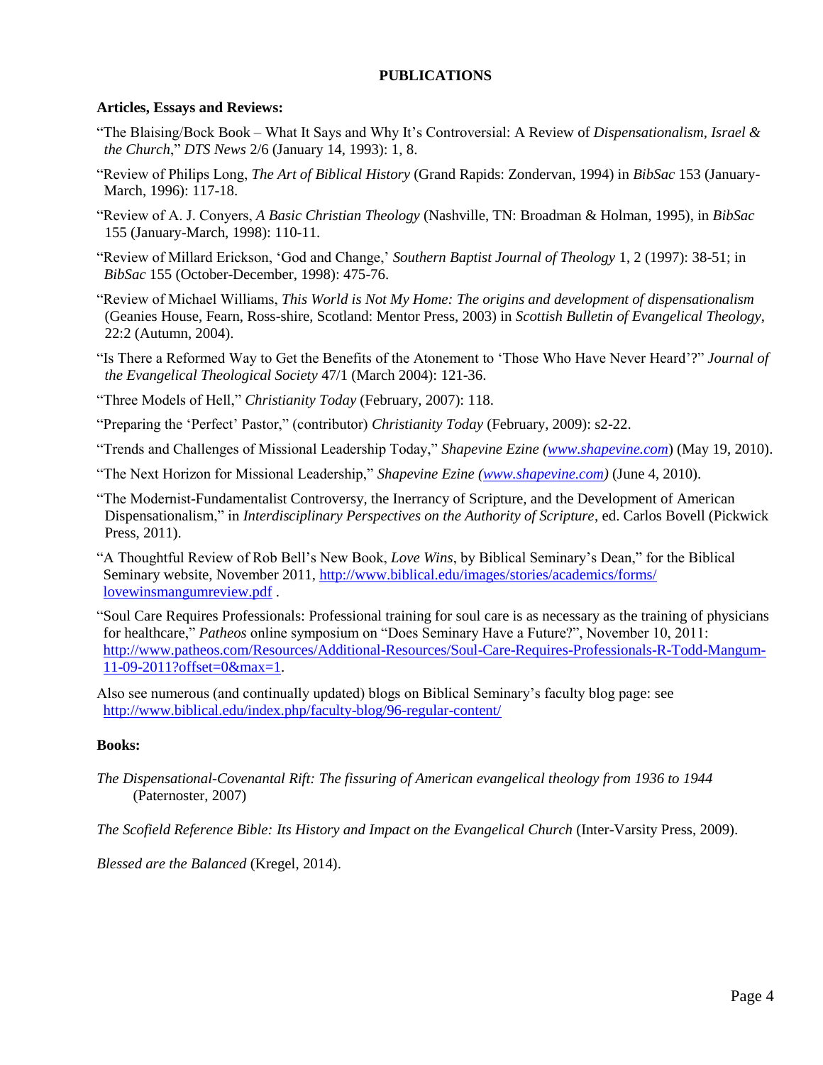## PUBLICATIONS

**Articles, Essays and Reviews:**

"The Blaising/Bock Book – What It Says and Why It's Controversial: A Review of *Dispensationalism, Israel & the Church*," *DTS News* 2/6 (January 14, 1993): 1, 8.

"Review of Philips Long, *The Art of Biblical History* (Grand Rapids: Zondervan, 1994) in *BibSac* 153 (January-March, 1996): 117-18.

"Review of A. J. Conyers, *A Basic Christian Theology* (Nashville, TN: Broadman & Holman, 1995), in *BibSac* 155 (January-March, 1998): 110-11.

"Review of Millard Erickson, 'God and Change,' *Southern Baptist Journal of Theology* 1, 2 (1997): 38-51; in *BibSac* 155 (October-December, 1998): 475-76.

"Review of Michael Williams, *This World is Not My Home: The origins and development of dispensationalism* (Geanies House, Fearn, Ross-shire, Scotland: Mentor Press, 2003) in *Scottish Bulletin of Evangelical Theology*, 22:2 (Autumn, 2004).

"Is There a Reformed Way to Get the Benefits of the Atonement to 'Those Who Have Never Heard'?" *Journal of the Evangelical Theological Society* 47/1 (March 2004): 121-36.

"Three Models of Hell," *Christianity Today* (February, 2007): 118.

"Preparing the 'Perfect' Pastor," (contributor) *Christianity Today* (February, 2009): s2-22.

"Trends and Challenges of Missional Leadership Today," *Shapevine Ezine (www.shapevine.com)* (May 19, 2010).

"The Next Horizon for Missional Leadership," *Shapevine Ezine (www.shapevine.com)* (June 4, 2010).

"The Modernist-Fundamentalist Controversy, the Inerrancy of Scripture, and the Development of American Dispensationalism," in *Interdisciplinary Perspectives on the Authority of Scripture*, ed. Carlos Bovell (Pickwick Press, 2011).

"A Thoughtful Review of Rob Bell's New Book, *Love Wins*, by Biblical Seminary's Dean," for the Biblical Seminary website, November 2011, http://www.biblical.edu/images/stories/academics/forms/lovewinsmangumreview.pdf .

"Soul Care Requires Professionals: Professional training for soul care is as necessary as the training of physicians for healthcare," *Patheos* online symposium on "Does Seminary Have a Future?", November 10, 2011: http://www.patheos.com/Resources/Additional-Resources/Soul-Care-Requires-Professionals-R-Todd-Mangum-11-09-2011?offset=0&max=1.

Also see numerous (and continually updated) blogs on Biblical Seminary's faculty blog page: see http://www.biblical.edu/index.php/faculty-blog/96-regular-content/

**Books:**

*The Dispensational-Covenantal Rift: The fissuring of American evangelical theology from 1936 to 1944* (Paternoster, 2007)

*The Scofield Reference Bible: Its History and Impact on the Evangelical Church* (Inter-Varsity Press, 2009).

*Blessed are the Balanced* (Kregel, 2014).